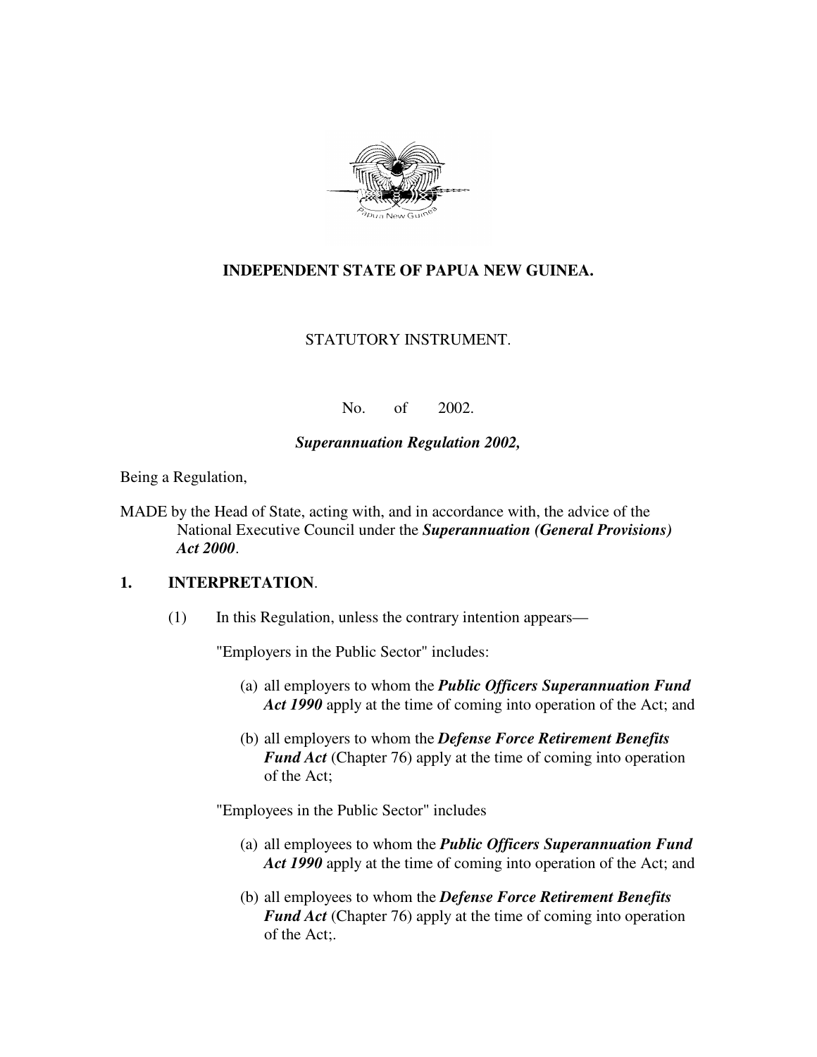**INDEPENDENT STATE OF PAPUA NEW GUINEA.**

STATUTORY INSTRUMENT.

No. of 2002.

***Superannuation Regulation 2002,***

Being a Regulation,

MADE by the Head of State, acting with, and in accordance with, the advice of the National Executive Council under the ***Superannuation (General Provisions) Act 2000***.

## 1. INTERPRETATION.

(1) In this Regulation, unless the contrary intention appears—

"Employers in the Public Sector" includes:

(a) all employers to whom the ***Public Officers Superannuation Fund Act 1990*** apply at the time of coming into operation of the Act; and

(b) all employers to whom the ***Defense Force Retirement Benefits Fund Act*** (Chapter 76) apply at the time of coming into operation of the Act;

"Employees in the Public Sector" includes

(a) all employees to whom the ***Public Officers Superannuation Fund Act 1990*** apply at the time of coming into operation of the Act; and

(b) all employees to whom the ***Defense Force Retirement Benefits Fund Act*** (Chapter 76) apply at the time of coming into operation of the Act;.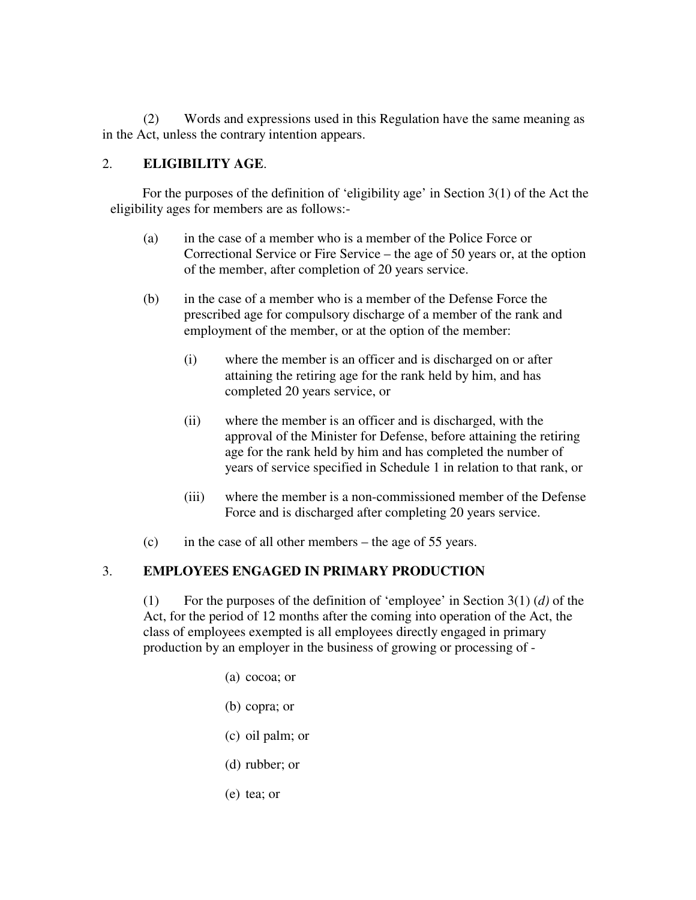(2) Words and expressions used in this Regulation have the same meaning as in the Act, unless the contrary intention appears.

## 2. ELIGIBILITY AGE.

For the purposes of the definition of 'eligibility age' in Section 3(1) of the Act the eligibility ages for members are as follows:-

(a) in the case of a member who is a member of the Police Force or Correctional Service or Fire Service – the age of 50 years or, at the option of the member, after completion of 20 years service.

(b) in the case of a member who is a member of the Defense Force the prescribed age for compulsory discharge of a member of the rank and employment of the member, or at the option of the member:

(i) where the member is an officer and is discharged on or after attaining the retiring age for the rank held by him, and has completed 20 years service, or

(ii) where the member is an officer and is discharged, with the approval of the Minister for Defense, before attaining the retiring age for the rank held by him and has completed the number of years of service specified in Schedule 1 in relation to that rank, or

(iii) where the member is a non-commissioned member of the Defense Force and is discharged after completing 20 years service.

(c) in the case of all other members – the age of 55 years.

## 3. EMPLOYEES ENGAGED IN PRIMARY PRODUCTION

(1) For the purposes of the definition of 'employee' in Section 3(1) *(d)* of the Act, for the period of 12 months after the coming into operation of the Act, the class of employees exempted is all employees directly engaged in primary production by an employer in the business of growing or processing of -

(a) cocoa; or

(b) copra; or

(c) oil palm; or

(d) rubber; or

(e) tea; or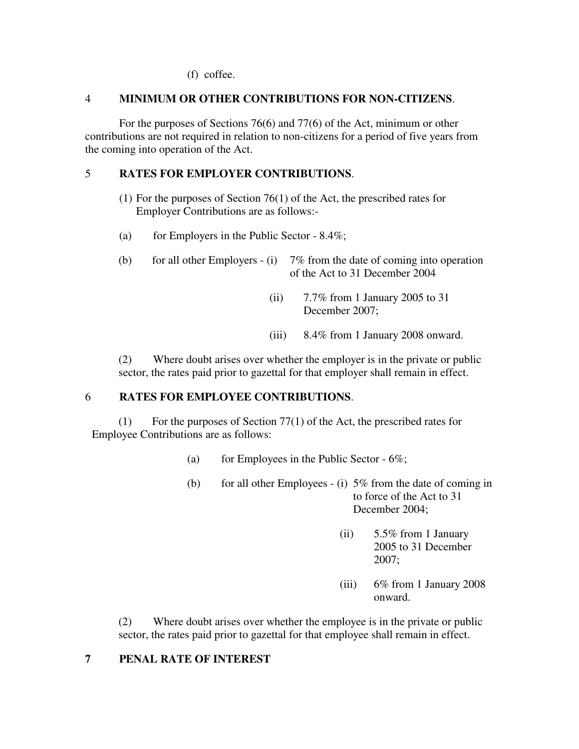(f) coffee.

## 4 MINIMUM OR OTHER CONTRIBUTIONS FOR NON-CITIZENS.

For the purposes of Sections 76(6) and 77(6) of the Act, minimum or other contributions are not required in relation to non-citizens for a period of five years from the coming into operation of the Act.

## 5 RATES FOR EMPLOYER CONTRIBUTIONS.

(1) For the purposes of Section 76(1) of the Act, the prescribed rates for Employer Contributions are as follows:-

(a) for Employers in the Public Sector - 8.4%;

(b) for all other Employers -
- (i) 7% from the date of coming into operation of the Act to 31 December 2004
- (ii) 7.7% from 1 January 2005 to 31 December 2007;
- (iii) 8.4% from 1 January 2008 onward.

(2) Where doubt arises over whether the employer is in the private or public sector, the rates paid prior to gazettal for that employer shall remain in effect.

## 6 RATES FOR EMPLOYEE CONTRIBUTIONS.

(1) For the purposes of Section 77(1) of the Act, the prescribed rates for Employee Contributions are as follows:

(a) for Employees in the Public Sector - 6%;

(b) for all other Employees -
- (i) 5% from the date of coming in to force of the Act to 31 December 2004;
- (ii) 5.5% from 1 January 2005 to 31 December 2007;
- (iii) 6% from 1 January 2008 onward.

(2) Where doubt arises over whether the employee is in the private or public sector, the rates paid prior to gazettal for that employee shall remain in effect.

## 7 PENAL RATE OF INTEREST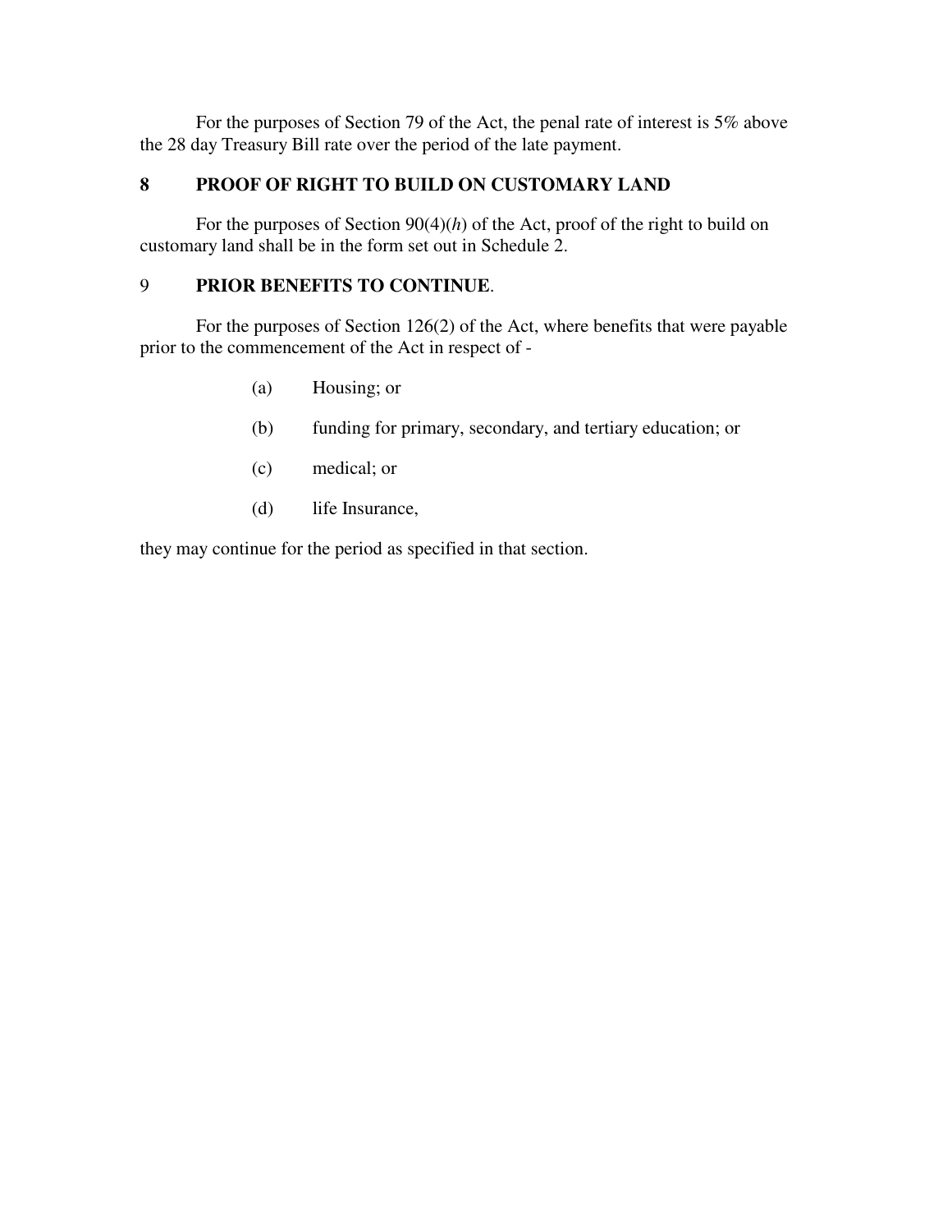For the purposes of Section 79 of the Act, the penal rate of interest is 5% above the 28 day Treasury Bill rate over the period of the late payment.

## 8 PROOF OF RIGHT TO BUILD ON CUSTOMARY LAND

For the purposes of Section 90(4)(*h*) of the Act, proof of the right to build on customary land shall be in the form set out in Schedule 2.

## 9 PRIOR BENEFITS TO CONTINUE.

For the purposes of Section 126(2) of the Act, where benefits that were payable prior to the commencement of the Act in respect of -

(a) Housing; or

(b) funding for primary, secondary, and tertiary education; or

(c) medical; or

(d) life Insurance,

they may continue for the period as specified in that section.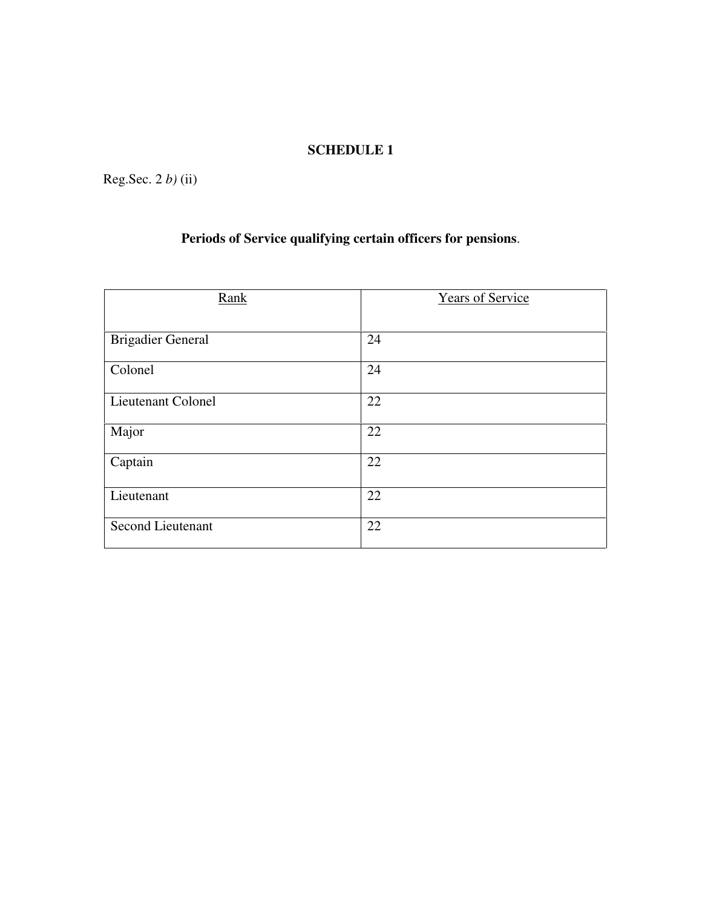**SCHEDULE 1**

Reg.Sec. 2 *b)* (ii)

**Periods of Service qualifying certain officers for pensions**.

| Rank | Years of Service |
|---|---|
| Brigadier General | 24 |
| Colonel | 24 |
| Lieutenant Colonel | 22 |
| Major | 22 |
| Captain | 22 |
| Lieutenant | 22 |
| Second Lieutenant | 22 |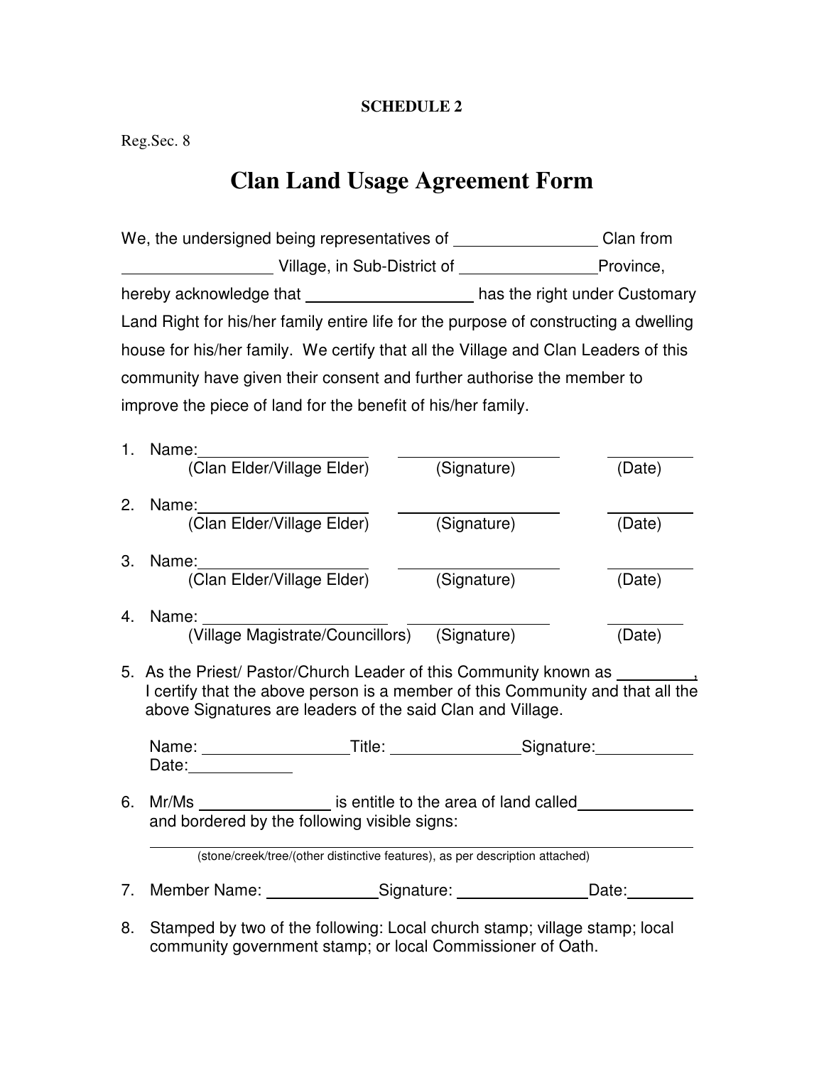**SCHEDULE 2**

Reg.Sec. 8

# Clan Land Usage Agreement Form

We, the undersigned being representatives of ________________ Clan from ________________ Village, in Sub-District of ________________Province, hereby acknowledge that ____________________ has the right under Customary Land Right for his/her family entire life for the purpose of constructing a dwelling house for his/her family. We certify that all the Village and Clan Leaders of this community have given their consent and further authorise the member to improve the piece of land for the benefit of his/her family.

1. Name:____________________ ____________________ __________
   (Clan Elder/Village Elder) (Signature) (Date)

2. Name:____________________ ____________________ __________
   (Clan Elder/Village Elder) (Signature) (Date)

3. Name:____________________ ____________________ __________
   (Clan Elder/Village Elder) (Signature) (Date)

4. Name: ____________________ ____________________ __________
   (Village Magistrate/Councillors) (Signature) (Date)

5. As the Priest/ Pastor/Church Leader of this Community known as ________, I certify that the above person is a member of this Community and that all the above Signatures are leaders of the said Clan and Village.

   Name: ________________Title: ______________Signature:___________
   Date:___________

6. Mr/Ms ______________ is entitle to the area of land called____________ and bordered by the following visible signs:

   ______________________________________________________________
   (stone/creek/tree/(other distinctive features), as per description attached)

7. Member Name: ____________Signature: ______________Date:_______

8. Stamped by two of the following: Local church stamp; village stamp; local community government stamp; or local Commissioner of Oath.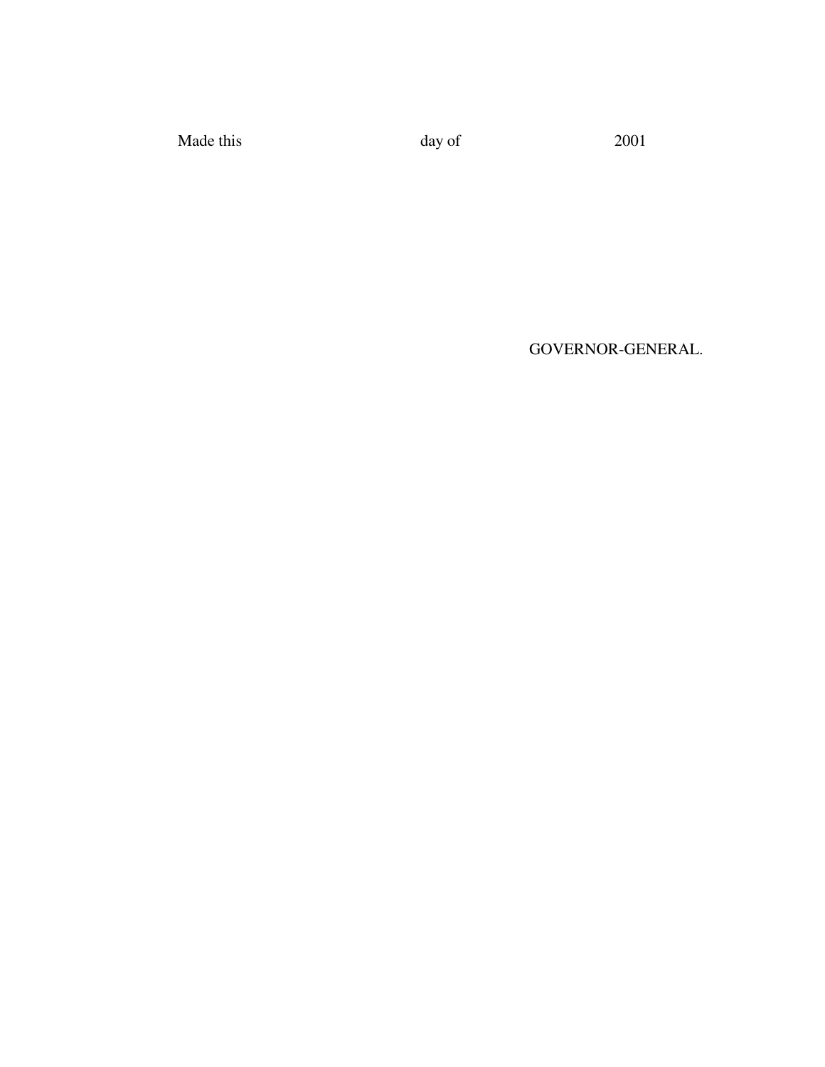Made this day of 2001

GOVERNOR-GENERAL.